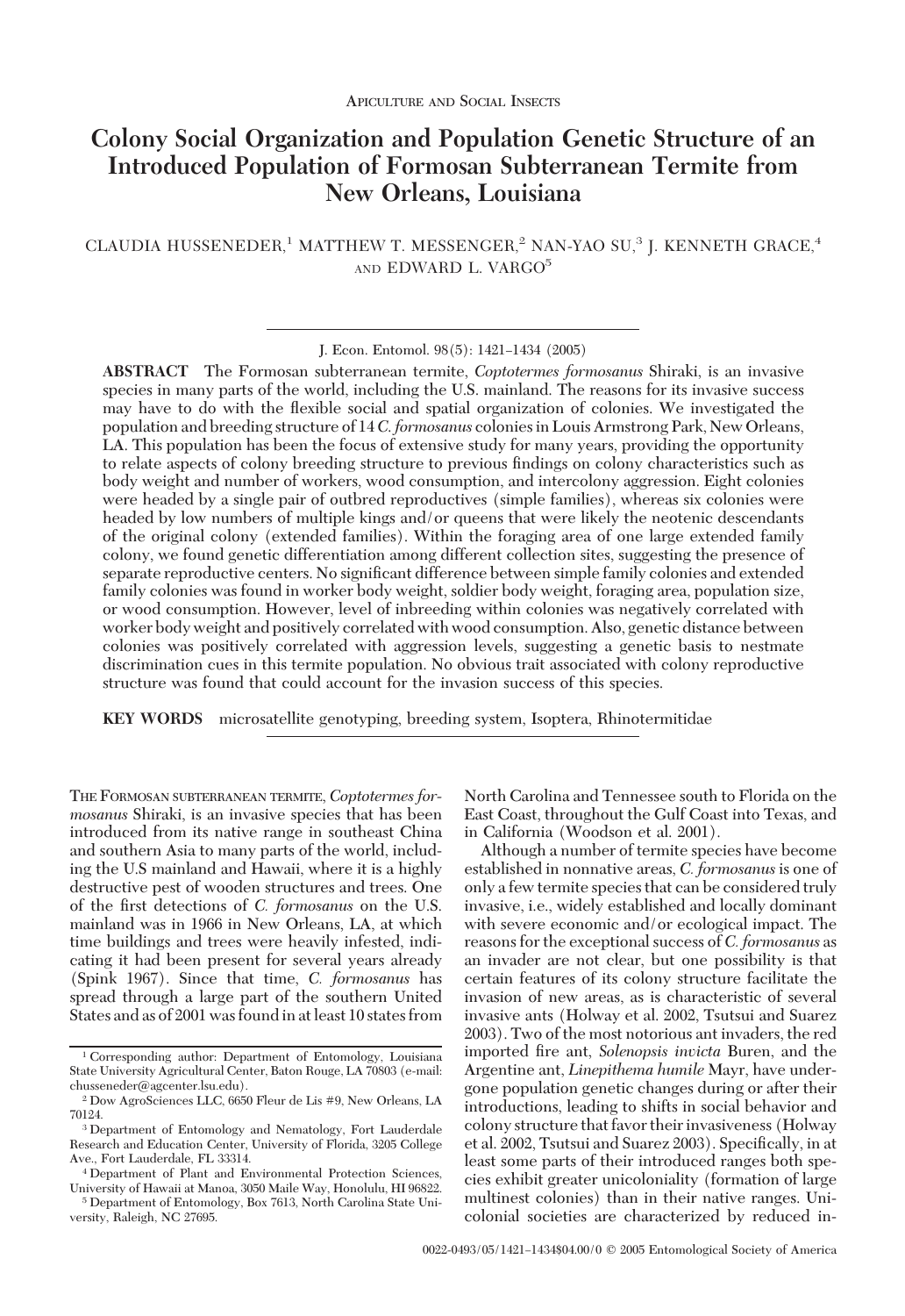Apiculture and Social Insects

# Colony Social Organization and Population Genetic Structure of an Introduced Population of Formosan Subterranean Termite from New Orleans, Louisiana

CLAUDIA HUSSENEDER,[1] MATTHEW T. MESSENGER,[2] NAN-YAO SU,[3] J. KENNETH GRACE,[4] AND EDWARD L. VARGO[5]

J. Econ. Entomol. 98(5): 1421–1434 (2005)

**ABSTRACT** The Formosan subterranean termite, *Coptotermes formosanus* Shiraki, is an invasive species in many parts of the world, including the U.S. mainland. The reasons for its invasive success may have to do with the flexible social and spatial organization of colonies. We investigated the population and breeding structure of 14 *C. formosanus* colonies in Louis Armstrong Park, New Orleans, LA. This population has been the focus of extensive study for many years, providing the opportunity to relate aspects of colony breeding structure to previous findings on colony characteristics such as body weight and number of workers, wood consumption, and intercolony aggression. Eight colonies were headed by a single pair of outbred reproductives (simple families), whereas six colonies were headed by low numbers of multiple kings and/or queens that were likely the neotenic descendants of the original colony (extended families). Within the foraging area of one large extended family colony, we found genetic differentiation among different collection sites, suggesting the presence of separate reproductive centers. No significant difference between simple family colonies and extended family colonies was found in worker body weight, soldier body weight, foraging area, population size, or wood consumption. However, level of inbreeding within colonies was negatively correlated with worker body weight and positively correlated with wood consumption. Also, genetic distance between colonies was positively correlated with aggression levels, suggesting a genetic basis to nestmate discrimination cues in this termite population. No obvious trait associated with colony reproductive structure was found that could account for the invasion success of this species.

**KEY WORDS** microsatellite genotyping, breeding system, Isoptera, Rhinotermitidae

The Formosan subterranean termite, *Coptotermes formosanus* Shiraki, is an invasive species that has been introduced from its native range in southeast China and southern Asia to many parts of the world, including the U.S mainland and Hawaii, where it is a highly destructive pest of wooden structures and trees. One of the first detections of *C. formosanus* on the U.S. mainland was in 1966 in New Orleans, LA, at which time buildings and trees were heavily infested, indicating it had been present for several years already (Spink 1967). Since that time, *C. formosanus* has spread through a large part of the southern United States and as of 2001 was found in at least 10 states from North Carolina and Tennessee south to Florida on the East Coast, throughout the Gulf Coast into Texas, and in California (Woodson et al. 2001).

Although a number of termite species have become established in nonnative areas, *C. formosanus* is one of only a few termite species that can be considered truly invasive, i.e., widely established and locally dominant with severe economic and/or ecological impact. The reasons for the exceptional success of *C. formosanus* as an invader are not clear, but one possibility is that certain features of its colony structure facilitate the invasion of new areas, as is characteristic of several invasive ants (Holway et al. 2002, Tsutsui and Suarez 2003). Two of the most notorious ant invaders, the red imported fire ant, *Solenopsis invicta* Buren, and the Argentine ant, *Linepithema humile* Mayr, have undergone population genetic changes during or after their introductions, leading to shifts in social behavior and colony structure that favor their invasiveness (Holway et al. 2002, Tsutsui and Suarez 2003). Specifically, in at least some parts of their introduced ranges both species exhibit greater unicoloniality (formation of large multinest colonies) than in their native ranges. Unicolonial societies are characterized by reduced in-

[1] Corresponding author: Department of Entomology, Louisiana State University Agricultural Center, Baton Rouge, LA 70803 (e-mail: chusseneder@agcenter.lsu.edu).

[2] Dow AgroSciences LLC, 6650 Fleur de Lis #9, New Orleans, LA 70124.

[3] Department of Entomology and Nematology, Fort Lauderdale Research and Education Center, University of Florida, 3205 College Ave., Fort Lauderdale, FL 33314.

[4] Department of Plant and Environmental Protection Sciences, University of Hawaii at Manoa, 3050 Maile Way, Honolulu, HI 96822.

[5] Department of Entomology, Box 7613, North Carolina State University, Raleigh, NC 27695.

0022-0493/05/1421–1434$04.00/0 © 2005 Entomological Society of America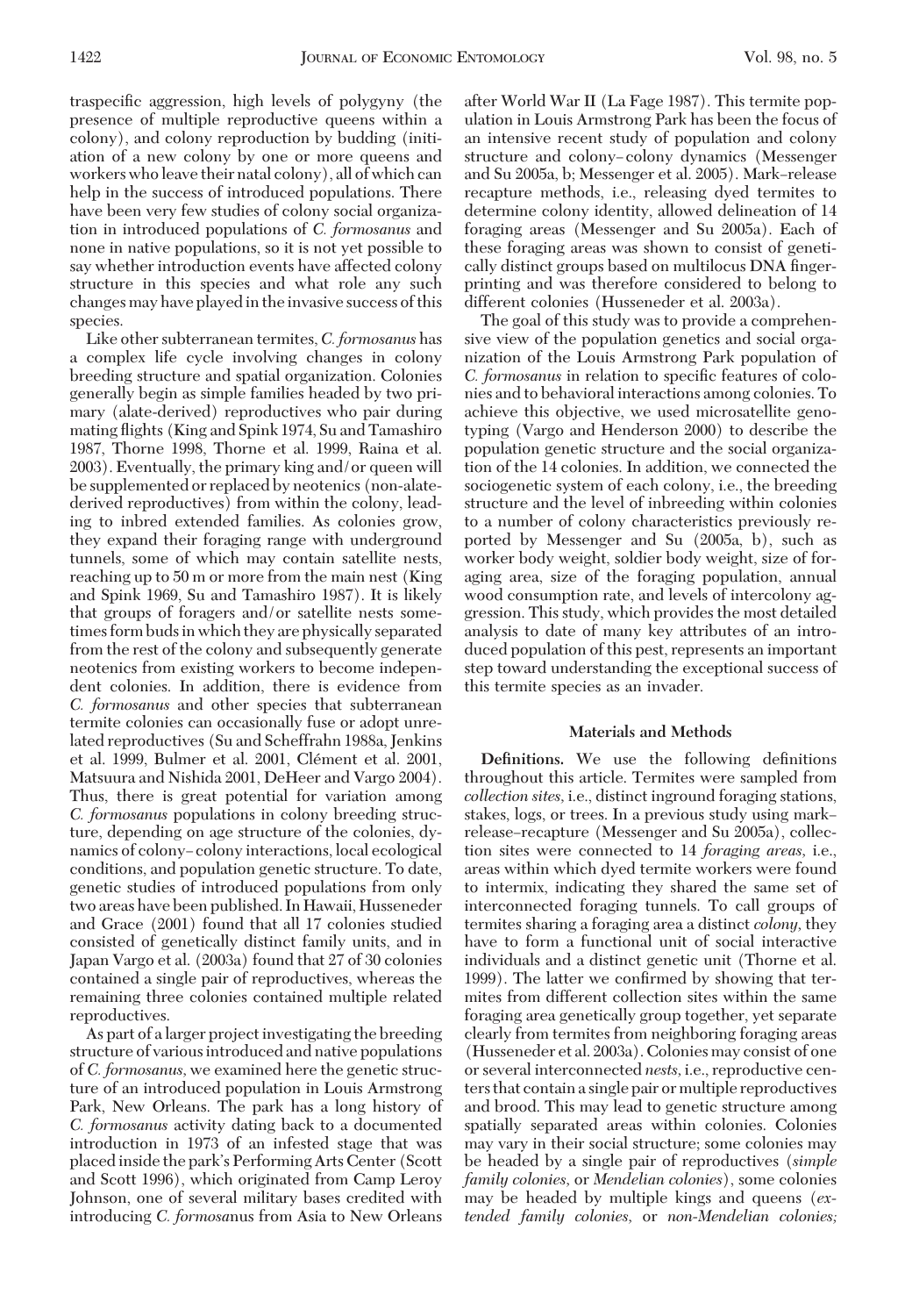traspecific aggression, high levels of polygyny (the presence of multiple reproductive queens within a colony), and colony reproduction by budding (initiation of a new colony by one or more queens and workers who leave their natal colony), all of which can help in the success of introduced populations. There have been very few studies of colony social organization in introduced populations of *C. formosanus* and none in native populations, so it is not yet possible to say whether introduction events have affected colony structure in this species and what role any such changes may have played in the invasive success of this species.

Like other subterranean termites, *C. formosanus* has a complex life cycle involving changes in colony breeding structure and spatial organization. Colonies generally begin as simple families headed by two primary (alate-derived) reproductives who pair during mating flights (King and Spink 1974, Su and Tamashiro 1987, Thorne 1998, Thorne et al. 1999, Raina et al. 2003). Eventually, the primary king and/or queen will be supplemented or replaced by neotenics (non-alate-derived reproductives) from within the colony, leading to inbred extended families. As colonies grow, they expand their foraging range with underground tunnels, some of which may contain satellite nests, reaching up to 50 m or more from the main nest (King and Spink 1969, Su and Tamashiro 1987). It is likely that groups of foragers and/or satellite nests sometimes form buds in which they are physically separated from the rest of the colony and subsequently generate neotenics from existing workers to become independent colonies. In addition, there is evidence from *C. formosanus* and other species that subterranean termite colonies can occasionally fuse or adopt unrelated reproductives (Su and Scheffrahn 1988a, Jenkins et al. 1999, Bulmer et al. 2001, Clément et al. 2001, Matsuura and Nishida 2001, DeHeer and Vargo 2004). Thus, there is great potential for variation among *C. formosanus* populations in colony breeding structure, depending on age structure of the colonies, dynamics of colony–colony interactions, local ecological conditions, and population genetic structure. To date, genetic studies of introduced populations from only two areas have been published. In Hawaii, Husseneder and Grace (2001) found that all 17 colonies studied consisted of genetically distinct family units, and in Japan Vargo et al. (2003a) found that 27 of 30 colonies contained a single pair of reproductives, whereas the remaining three colonies contained multiple related reproductives.

As part of a larger project investigating the breeding structure of various introduced and native populations of *C. formosanus,* we examined here the genetic structure of an introduced population in Louis Armstrong Park, New Orleans. The park has a long history of *C. formosanus* activity dating back to a documented introduction in 1973 of an infested stage that was placed inside the park's Performing Arts Center (Scott and Scott 1996), which originated from Camp Leroy Johnson, one of several military bases credited with introducing *C. formosanus* from Asia to New Orleans after World War II (La Fage 1987). This termite population in Louis Armstrong Park has been the focus of an intensive recent study of population and colony structure and colony–colony dynamics (Messenger and Su 2005a, b; Messenger et al. 2005). Mark–release recapture methods, i.e., releasing dyed termites to determine colony identity, allowed delineation of 14 foraging areas (Messenger and Su 2005a). Each of these foraging areas was shown to consist of genetically distinct groups based on multilocus DNA fingerprinting and was therefore considered to belong to different colonies (Husseneder et al. 2003a).

The goal of this study was to provide a comprehensive view of the population genetics and social organization of the Louis Armstrong Park population of *C. formosanus* in relation to specific features of colonies and to behavioral interactions among colonies. To achieve this objective, we used microsatellite genotyping (Vargo and Henderson 2000) to describe the population genetic structure and the social organization of the 14 colonies. In addition, we connected the sociogenetic system of each colony, i.e., the breeding structure and the level of inbreeding within colonies to a number of colony characteristics previously reported by Messenger and Su (2005a, b), such as worker body weight, soldier body weight, size of foraging area, size of the foraging population, annual wood consumption rate, and levels of intercolony aggression. This study, which provides the most detailed analysis to date of many key attributes of an introduced population of this pest, represents an important step toward understanding the exceptional success of this termite species as an invader.

## Materials and Methods

**Definitions.** We use the following definitions throughout this article. Termites were sampled from *collection sites,* i.e., distinct inground foraging stations, stakes, logs, or trees. In a previous study using mark–release–recapture (Messenger and Su 2005a), collection sites were connected to 14 *foraging areas,* i.e., areas within which dyed termite workers were found to intermix, indicating they shared the same set of interconnected foraging tunnels. To call groups of termites sharing a foraging area a distinct *colony,* they have to form a functional unit of social interactive individuals and a distinct genetic unit (Thorne et al. 1999). The latter we confirmed by showing that termites from different collection sites within the same foraging area genetically group together, yet separate clearly from termites from neighboring foraging areas (Husseneder et al. 2003a). Colonies may consist of one or several interconnected *nests,* i.e., reproductive centers that contain a single pair or multiple reproductives and brood. This may lead to genetic structure among spatially separated areas within colonies. Colonies may vary in their social structure; some colonies may be headed by a single pair of reproductives (*simple family colonies,* or *Mendelian colonies*), some colonies may be headed by multiple kings and queens (*extended family colonies,* or *non-Mendelian colonies;*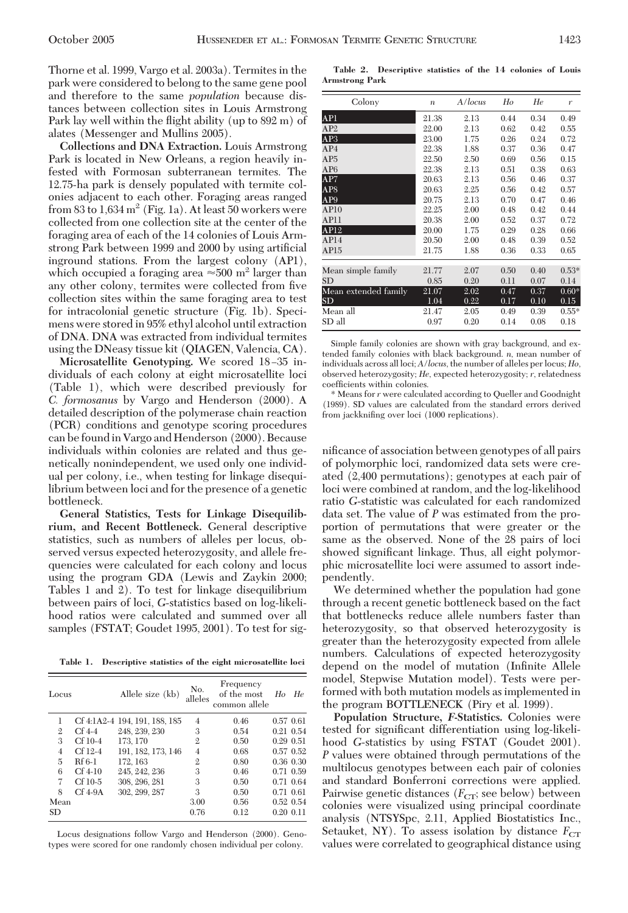Thorne et al. 1999, Vargo et al. 2003a). Termites in the park were considered to belong to the same gene pool and therefore to the same *population* because distances between collection sites in Louis Armstrong Park lay well within the flight ability (up to 892 m) of alates (Messenger and Mullins 2005).

**Collections and DNA Extraction.** Louis Armstrong Park is located in New Orleans, a region heavily infested with Formosan subterranean termites. The 12.75-ha park is densely populated with termite colonies adjacent to each other. Foraging areas ranged from 83 to 1,634 $m^2$ (Fig. 1a). At least 50 workers were collected from one collection site at the center of the foraging area of each of the 14 colonies of Louis Armstrong Park between 1999 and 2000 by using artificial inground stations. From the largest colony (AP1), which occupied a foraging area ≈500 $m^2$ larger than any other colony, termites were collected from five collection sites within the same foraging area to test for intracolonial genetic structure (Fig. 1b). Specimens were stored in 95% ethyl alcohol until extraction of DNA. DNA was extracted from individual termites using the DNeasy tissue kit (QIAGEN, Valencia, CA).

**Microsatellite Genotyping.** We scored 18–35 individuals of each colony at eight microsatellite loci (Table 1), which were described previously for *C. formosanus* by Vargo and Henderson (2000). A detailed description of the polymerase chain reaction (PCR) conditions and genotype scoring procedures can be found in Vargo and Henderson (2000). Because individuals within colonies are related and thus genetically nonindependent, we used only one individual per colony, i.e., when testing for linkage disequilibrium between loci and for the presence of a genetic bottleneck.

**General Statistics, Tests for Linkage Disequilibrium, and Recent Bottleneck.** General descriptive statistics, such as numbers of alleles per locus, observed versus expected heterozygosity, and allele frequencies were calculated for each colony and locus using the program GDA (Lewis and Zaykin 2000; Tables 1 and 2). To test for linkage disequilibrium between pairs of loci, *G*-statistics based on log-likelihood ratios were calculated and summed over all samples (FSTAT; Goudet 1995, 2001). To test for significance of association between genotypes of all pairs of polymorphic loci, randomized data sets were created (2,400 permutations); genotypes at each pair of loci were combined at random, and the log-likelihood ratio *G*-statistic was calculated for each randomized data set. The value of *P* was estimated from the proportion of permutations that were greater or the same as the observed. None of the 28 pairs of loci showed significant linkage. Thus, all eight polymorphic microsatellite loci were assumed to assort independently.

**Table 1. Descriptive statistics of the eight microsatellite loci**

| Locus | | Allele size (kb) | No. alleles | Frequency of the most common allele | *Ho* | *He* |
|---|---|---|---|---|---|---|
| 1 | Cf 4:1A2-4 | 194, 191, 188, 185 | 4 | 0.46 | 0.57 | 0.61 |
| 2 | Cf 4-4 | 248, 239, 230 | 3 | 0.54 | 0.21 | 0.54 |
| 3 | Cf 10-4 | 173, 170 | 2 | 0.50 | 0.29 | 0.51 |
| 4 | Cf 12-4 | 191, 182, 173, 146 | 4 | 0.68 | 0.57 | 0.52 |
| 5 | Rf 6-1 | 172, 163 | 2 | 0.80 | 0.36 | 0.30 |
| 6 | Cf 4-10 | 245, 242, 236 | 3 | 0.46 | 0.71 | 0.59 |
| 7 | Cf 10-5 | 308, 296, 281 | 3 | 0.50 | 0.71 | 0.64 |
| 8 | Cf 4-9A | 302, 299, 287 | 3 | 0.50 | 0.71 | 0.61 |
| Mean | | | 3.00 | 0.56 | 0.52 | 0.54 |
| SD | | | 0.76 | 0.12 | 0.20 | 0.11 |

Locus designations follow Vargo and Henderson (2000). Genotypes were scored for one randomly chosen individual per colony.

**Table 2. Descriptive statistics of the 14 colonies of Louis Armstrong Park**

| Colony | *n* | *A/locus* | *Ho* | *He* | *r* |
|---|---|---|---|---|---|
| AP1 | 21.38 | 2.13 | 0.44 | 0.34 | 0.49 |
| AP2 | 22.00 | 2.13 | 0.62 | 0.42 | 0.55 |
| AP3 | 23.00 | 1.75 | 0.26 | 0.24 | 0.72 |
| AP4 | 22.38 | 1.88 | 0.37 | 0.36 | 0.47 |
| AP5 | 22.50 | 2.50 | 0.69 | 0.56 | 0.15 |
| AP6 | 22.38 | 2.13 | 0.51 | 0.38 | 0.63 |
| AP7 | 20.63 | 2.13 | 0.56 | 0.46 | 0.37 |
| AP8 | 20.63 | 2.25 | 0.56 | 0.42 | 0.57 |
| AP9 | 20.75 | 2.13 | 0.70 | 0.47 | 0.46 |
| AP10 | 22.25 | 2.00 | 0.48 | 0.42 | 0.44 |
| AP11 | 20.38 | 2.00 | 0.52 | 0.37 | 0.72 |
| AP12 | 20.00 | 1.75 | 0.29 | 0.28 | 0.66 |
| AP14 | 20.50 | 2.00 | 0.48 | 0.39 | 0.52 |
| AP15 | 21.75 | 1.88 | 0.36 | 0.33 | 0.65 |
| Mean simple family | 21.77 | 2.07 | 0.50 | 0.40 | 0.53* |
| SD | 0.85 | 0.20 | 0.11 | 0.07 | 0.14 |
| Mean extended family | 21.07 | 2.02 | 0.47 | 0.37 | 0.60* |
| SD | 1.04 | 0.22 | 0.17 | 0.10 | 0.15 |
| Mean all | 21.47 | 2.05 | 0.49 | 0.39 | 0.55* |
| SD all | 0.97 | 0.20 | 0.14 | 0.08 | 0.18 |

Simple family colonies are shown with gray background, and extended family colonies with black background. *n*, mean number of individuals across all loci; *A/locus*, the number of alleles per locus; *Ho*, observed heterozygosity; *He*, expected heterozygosity; *r*, relatedness coefficients within colonies.

\* Means for *r* were calculated according to Queller and Goodnight (1989). SD values are calculated from the standard errors derived from jackknifing over loci (1000 replications).

We determined whether the population had gone through a recent genetic bottleneck based on the fact that bottlenecks reduce allele numbers faster than heterozygosity, so that observed heterozygosity is greater than the heterozygosity expected from allele numbers. Calculations of expected heterozygosity depend on the model of mutation (Infinite Allele model, Stepwise Mutation model). Tests were performed with both mutation models as implemented in the program BOTTLENECK (Piry et al. 1999).

**Population Structure, *F*-Statistics.** Colonies were tested for significant differentiation using log-likelihood *G*-statistics by using FSTAT (Goudet 2001). *P* values were obtained through permutations of the multilocus genotypes between each pair of colonies and standard Bonferroni corrections were applied. Pairwise genetic distances ($F_{CT}$; see below) between colonies were visualized using principal coordinate analysis (NTSYSpc, 2.11, Applied Biostatistics Inc., Setauket, NY). To assess isolation by distance $F_{CT}$ values were correlated to geographical distance using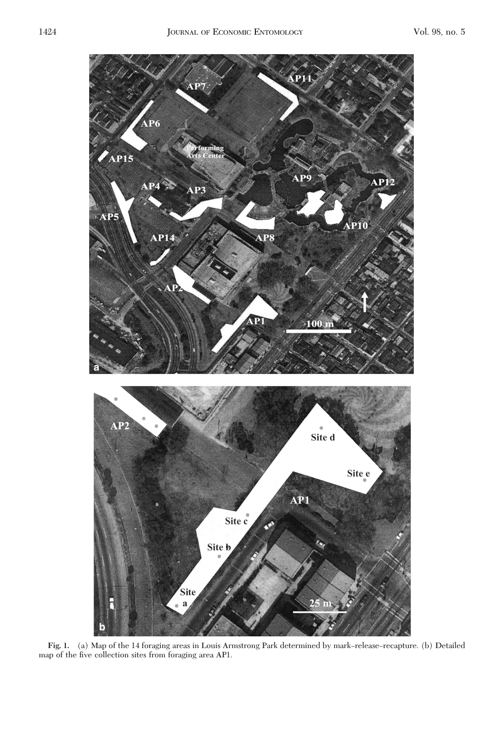**Fig. 1.** (a) Map of the 14 foraging areas in Louis Armstrong Park determined by mark–release–recapture. (b) Detailed map of the five collection sites from foraging area AP1.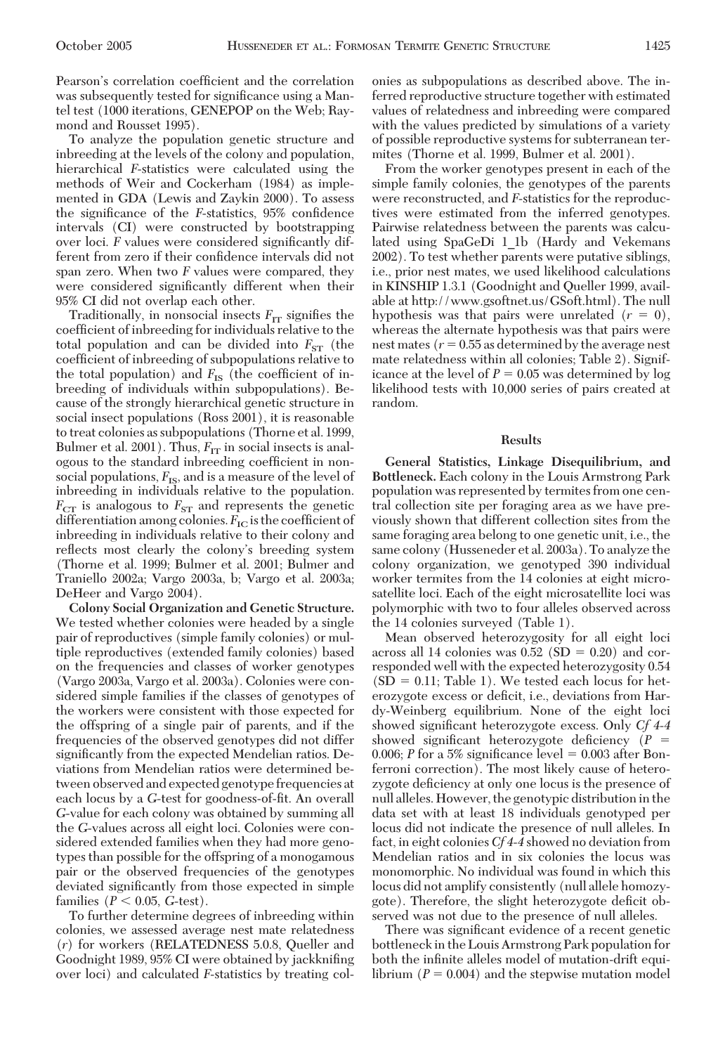Pearson's correlation coefficient and the correlation was subsequently tested for significance using a Mantel test (1000 iterations, GENEPOP on the Web; Raymond and Rousset 1995).

To analyze the population genetic structure and inbreeding at the levels of the colony and population, hierarchical *F*-statistics were calculated using the methods of Weir and Cockerham (1984) as implemented in GDA (Lewis and Zaykin 2000). To assess the significance of the *F*-statistics, 95% confidence intervals (CI) were constructed by bootstrapping over loci. *F* values were considered significantly different from zero if their confidence intervals did not span zero. When two *F* values were compared, they were considered significantly different when their 95% CI did not overlap each other.

Traditionally, in nonsocial insects $F_{IT}$ signifies the coefficient of inbreeding for individuals relative to the total population and can be divided into $F_{ST}$ (the coefficient of inbreeding of subpopulations relative to the total population) and $F_{IS}$ (the coefficient of inbreeding of individuals within subpopulations). Because of the strongly hierarchical genetic structure in social insect populations (Ross 2001), it is reasonable to treat colonies as subpopulations (Thorne et al. 1999, Bulmer et al. 2001). Thus, $F_{IT}$ in social insects is analogous to the standard inbreeding coefficient in nonsocial populations, $F_{IS}$, and is a measure of the level of inbreeding in individuals relative to the population. $F_{CT}$ is analogous to $F_{ST}$ and represents the genetic differentiation among colonies. $F_{IC}$ is the coefficient of inbreeding in individuals relative to their colony and reflects most clearly the colony's breeding system (Thorne et al. 1999; Bulmer et al. 2001; Bulmer and Traniello 2002a; Vargo 2003a, b; Vargo et al. 2003a; DeHeer and Vargo 2004).

**Colony Social Organization and Genetic Structure.** We tested whether colonies were headed by a single pair of reproductives (simple family colonies) or multiple reproductives (extended family colonies) based on the frequencies and classes of worker genotypes (Vargo 2003a, Vargo et al. 2003a). Colonies were considered simple families if the classes of genotypes of the workers were consistent with those expected for the offspring of a single pair of parents, and if the frequencies of the observed genotypes did not differ significantly from the expected Mendelian ratios. Deviations from Mendelian ratios were determined between observed and expected genotype frequencies at each locus by a *G*-test for goodness-of-fit. An overall *G*-value for each colony was obtained by summing all the *G*-values across all eight loci. Colonies were considered extended families when they had more genotypes than possible for the offspring of a monogamous pair or the observed frequencies of the genotypes deviated significantly from those expected in simple families ($P < 0.05$, *G*-test).

To further determine degrees of inbreeding within colonies, we assessed average nest mate relatedness ($r$) for workers (RELATEDNESS 5.0.8, Queller and Goodnight 1989, 95% CI were obtained by jackknifing over loci) and calculated *F*-statistics by treating colonies as subpopulations as described above. The inferred reproductive structure together with estimated values of relatedness and inbreeding were compared with the values predicted by simulations of a variety of possible reproductive systems for subterranean termites (Thorne et al. 1999, Bulmer et al. 2001).

From the worker genotypes present in each of the simple family colonies, the genotypes of the parents were reconstructed, and *F*-statistics for the reproductives were estimated from the inferred genotypes. Pairwise relatedness between the parents was calculated using SpaGeDi 1_1b (Hardy and Vekemans 2002). To test whether parents were putative siblings, i.e., prior nest mates, we used likelihood calculations in KINSHIP 1.3.1 (Goodnight and Queller 1999, available at http://www.gsoftnet.us/GSoft.html). The null hypothesis was that pairs were unrelated ($r = 0$), whereas the alternate hypothesis was that pairs were nest mates ($r = 0.55$ as determined by the average nest mate relatedness within all colonies; Table 2). Significance at the level of $P = 0.05$ was determined by log likelihood tests with 10,000 series of pairs created at random.

## Results

**General Statistics, Linkage Disequilibrium, and Bottleneck.** Each colony in the Louis Armstrong Park population was represented by termites from one central collection site per foraging area as we have previously shown that different collection sites from the same foraging area belong to one genetic unit, i.e., the same colony (Husseneder et al. 2003a). To analyze the colony organization, we genotyped 390 individual worker termites from the 14 colonies at eight microsatellite loci. Each of the eight microsatellite loci was polymorphic with two to four alleles observed across the 14 colonies surveyed (Table 1).

Mean observed heterozygosity for all eight loci across all 14 colonies was 0.52 (SD = 0.20) and corresponded well with the expected heterozygosity 0.54 (SD = 0.11; Table 1). We tested each locus for heterozygote excess or deficit, i.e., deviations from Hardy-Weinberg equilibrium. None of the eight loci showed significant heterozygote excess. Only *Cf 4-4* showed significant heterozygote deficiency ($P = 0.006$; $P$ for a 5% significance level = 0.003 after Bonferroni correction). The most likely cause of heterozygote deficiency at only one locus is the presence of null alleles. However, the genotypic distribution in the data set with at least 18 individuals genotyped per locus did not indicate the presence of null alleles. In fact, in eight colonies *Cf 4-4* showed no deviation from Mendelian ratios and in six colonies the locus was monomorphic. No individual was found in which this locus did not amplify consistently (null allele homozygote). Therefore, the slight heterozygote deficit observed was not due to the presence of null alleles.

There was significant evidence of a recent genetic bottleneck in the Louis Armstrong Park population for both the infinite alleles model of mutation-drift equilibrium ($P = 0.004$) and the stepwise mutation model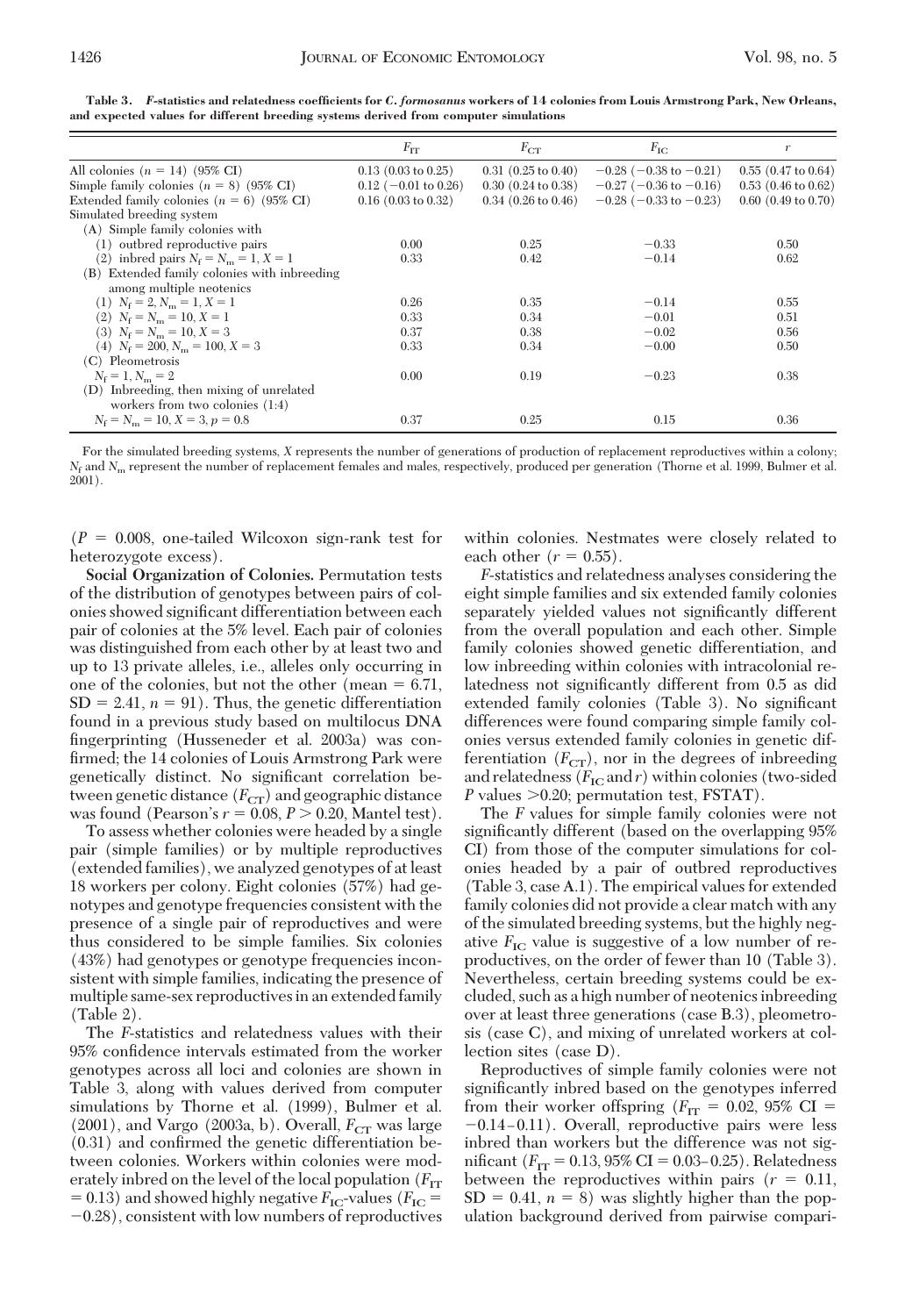**Table 3. *F*-statistics and relatedness coefficients for *C. formosanus* workers of 14 colonies from Louis Armstrong Park, New Orleans, and expected values for different breeding systems derived from computer simulations**

| | $F_{IT}$ | $F_{CT}$ | $F_{IC}$ | $r$ |
|---|---|---|---|---|
| All colonies ($n$ = 14) (95% CI) | 0.13 (0.03 to 0.25) | 0.31 (0.25 to 0.40) | −0.28 (−0.38 to −0.21) | 0.55 (0.47 to 0.64) |
| Simple family colonies ($n$ = 8) (95% CI) | 0.12 (−0.01 to 0.26) | 0.30 (0.24 to 0.38) | −0.27 (−0.36 to −0.16) | 0.53 (0.46 to 0.62) |
| Extended family colonies ($n$ = 6) (95% CI) | 0.16 (0.03 to 0.32) | 0.34 (0.26 to 0.46) | −0.28 (−0.33 to −0.23) | 0.60 (0.49 to 0.70) |
| Simulated breeding system | | | | |
| (A) Simple family colonies with | | | | |
| (1) outbred reproductive pairs | 0.00 | 0.25 | −0.33 | 0.50 |
| (2) inbred pairs $N_f = N_m = 1, X = 1$ | 0.33 | 0.42 | −0.14 | 0.62 |
| (B) Extended family colonies with inbreeding among multiple neotenics | | | | |
| (1) $N_f = 2, N_m = 1, X = 1$ | 0.26 | 0.35 | −0.14 | 0.55 |
| (2) $N_f = N_m = 10, X = 1$ | 0.33 | 0.34 | −0.01 | 0.51 |
| (3) $N_f = N_m = 10, X = 3$ | 0.37 | 0.38 | −0.02 | 0.56 |
| (4) $N_f = 200, N_m = 100, X = 3$ | 0.33 | 0.34 | −0.00 | 0.50 |
| (C) Pleometrosis | | | | |
| $N_f = 1, N_m = 2$ | 0.00 | 0.19 | −0.23 | 0.38 |
| (D) Inbreeding, then mixing of unrelated workers from two colonies (1:4) | | | | |
| $N_f = N_m = 10, X = 3, p = 0.8$ | 0.37 | 0.25 | 0.15 | 0.36 |

For the simulated breeding systems, $X$ represents the number of generations of production of replacement reproductives within a colony; $N_f$ and $N_m$ represent the number of replacement females and males, respectively, produced per generation (Thorne et al. 1999, Bulmer et al. 2001).

($P$ = 0.008, one-tailed Wilcoxon sign-rank test for heterozygote excess).

**Social Organization of Colonies.** Permutation tests of the distribution of genotypes between pairs of colonies showed significant differentiation between each pair of colonies at the 5% level. Each pair of colonies was distinguished from each other by at least two and up to 13 private alleles, i.e., alleles only occurring in one of the colonies, but not the other (mean = 6.71, SD = 2.41, $n$ = 91). Thus, the genetic differentiation found in a previous study based on multilocus DNA fingerprinting (Husseneder et al. 2003a) was confirmed; the 14 colonies of Louis Armstrong Park were genetically distinct. No significant correlation between genetic distance ($F_{CT}$) and geographic distance was found (Pearson's $r$ = 0.08, $P > 0.20$, Mantel test).

To assess whether colonies were headed by a single pair (simple families) or by multiple reproductives (extended families), we analyzed genotypes of at least 18 workers per colony. Eight colonies (57%) had genotypes and genotype frequencies consistent with the presence of a single pair of reproductives and were thus considered to be simple families. Six colonies (43%) had genotypes or genotype frequencies inconsistent with simple families, indicating the presence of multiple same-sex reproductives in an extended family (Table 2).

The *F*-statistics and relatedness values with their 95% confidence intervals estimated from the worker genotypes across all loci and colonies are shown in Table 3, along with values derived from computer simulations by Thorne et al. (1999), Bulmer et al. (2001), and Vargo (2003a, b). Overall, $F_{CT}$ was large (0.31) and confirmed the genetic differentiation between colonies. Workers within colonies were moderately inbred on the level of the local population ($F_{IT}$ = 0.13) and showed highly negative $F_{IC}$-values ($F_{IC}$ = −0.28), consistent with low numbers of reproductives within colonies. Nestmates were closely related to each other ($r$ = 0.55).

*F*-statistics and relatedness analyses considering the eight simple families and six extended family colonies separately yielded values not significantly different from the overall population and each other. Simple family colonies showed genetic differentiation, and low inbreeding within colonies with intracolonial relatedness not significantly different from 0.5 as did extended family colonies (Table 3). No significant differences were found comparing simple family colonies versus extended family colonies in genetic differentiation ($F_{CT}$), nor in the degrees of inbreeding and relatedness ($F_{IC}$ and $r$) within colonies (two-sided $P$ values >0.20; permutation test, FSTAT).

The *F* values for simple family colonies were not significantly different (based on the overlapping 95% CI) from those of the computer simulations for colonies headed by a pair of outbred reproductives (Table 3, case A.1). The empirical values for extended family colonies did not provide a clear match with any of the simulated breeding systems, but the highly negative $F_{IC}$ value is suggestive of a low number of reproductives, on the order of fewer than 10 (Table 3). Nevertheless, certain breeding systems could be excluded, such as a high number of neotenics inbreeding over at least three generations (case B.3), pleometrosis (case C), and mixing of unrelated workers at collection sites (case D).

Reproductives of simple family colonies were not significantly inbred based on the genotypes inferred from their worker offspring ($F_{IT}$ = 0.02, 95% CI = −0.14–0.11). Overall, reproductive pairs were less inbred than workers but the difference was not significant ($F_{IT}$ = 0.13, 95% CI = 0.03–0.25). Relatedness between the reproductives within pairs ($r$ = 0.11, SD = 0.41, $n$ = 8) was slightly higher than the population background derived from pairwise compari-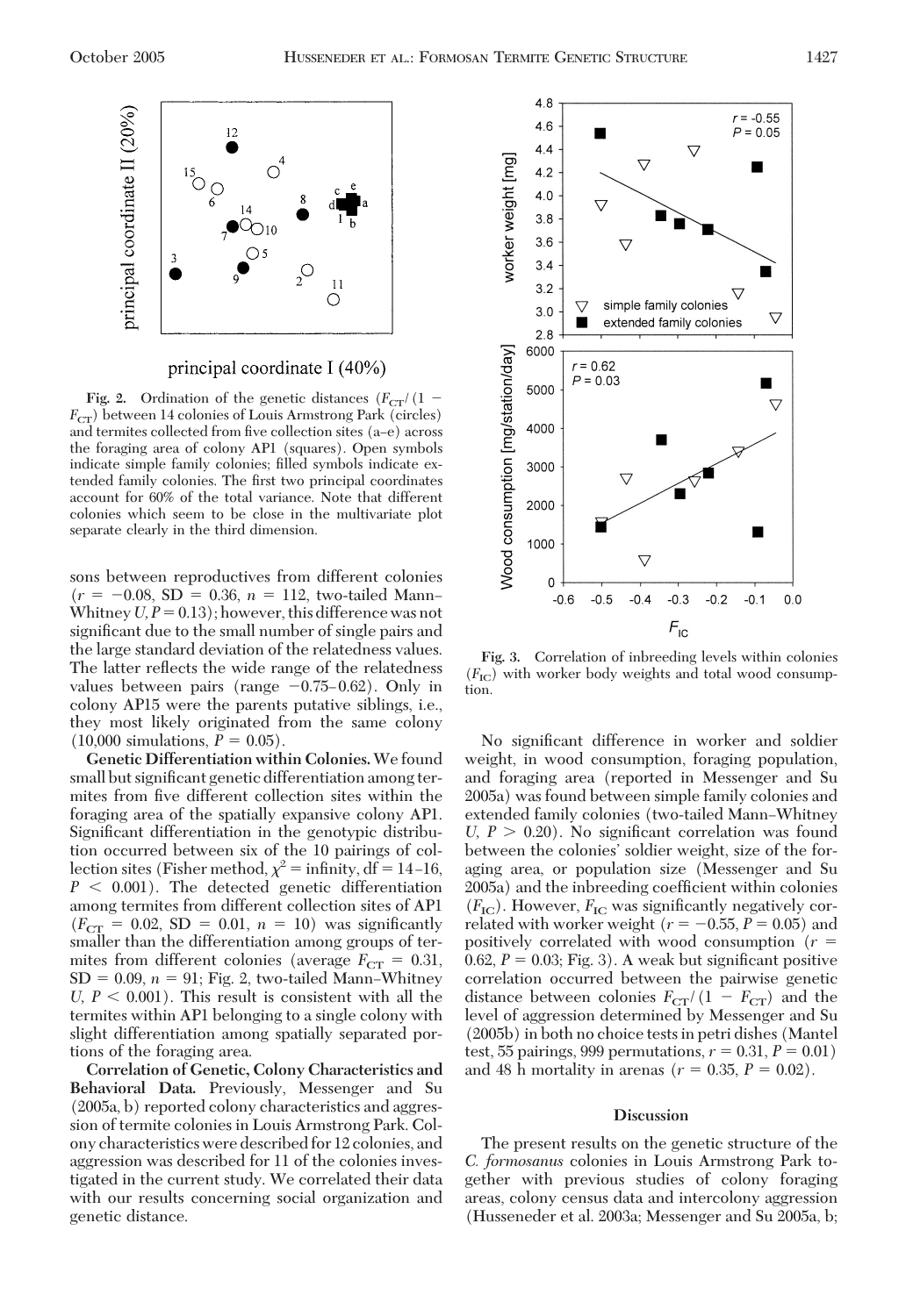Fig. 2. Ordination of the genetic distances ($F_{CT}/(1 - F_{CT})$ between 14 colonies of Louis Armstrong Park (circles) and termites collected from five collection sites (a–e) across the foraging area of colony AP1 (squares). Open symbols indicate simple family colonies; filled symbols indicate extended family colonies. The first two principal coordinates account for 60% of the total variance. Note that different colonies which seem to be close in the multivariate plot separate clearly in the third dimension.

sons between reproductives from different colonies ($r = -0.08$, SD = 0.36, $n = 112$, two-tailed Mann–Whitney $U$, $P = 0.13$); however, this difference was not significant due to the small number of single pairs and the large standard deviation of the relatedness values. The latter reflects the wide range of the relatedness values between pairs (range −0.75–0.62). Only in colony AP15 were the parents putative siblings, i.e., they most likely originated from the same colony (10,000 simulations, $P = 0.05$).

**Genetic Differentiation within Colonies.** We found small but significant genetic differentiation among termites from five different collection sites within the foraging area of the spatially expansive colony AP1. Significant differentiation in the genotypic distribution occurred between six of the 10 pairings of collection sites (Fisher method, $\chi^2$ = infinity, df = 14–16, $P < 0.001$). The detected genetic differentiation among termites from different collection sites of AP1 ($F_{CT} = 0.02$, SD = 0.01, $n = 10$) was significantly smaller than the differentiation among groups of termites from different colonies (average $F_{CT} = 0.31$, SD = 0.09, $n = 91$; Fig. 2, two-tailed Mann–Whitney $U$, $P < 0.001$). This result is consistent with all the termites within AP1 belonging to a single colony with slight differentiation among spatially separated portions of the foraging area.

**Correlation of Genetic, Colony Characteristics and Behavioral Data.** Previously, Messenger and Su (2005a, b) reported colony characteristics and aggression of termite colonies in Louis Armstrong Park. Colony characteristics were described for 12 colonies, and aggression was described for 11 of the colonies investigated in the current study. We correlated their data with our results concerning social organization and genetic distance.

Fig. 3. Correlation of inbreeding levels within colonies ($F_{IC}$) with worker body weights and total wood consumption.

No significant difference in worker and soldier weight, in wood consumption, foraging population, and foraging area (reported in Messenger and Su 2005a) was found between simple family colonies and extended family colonies (two-tailed Mann–Whitney $U$, $P > 0.20$). No significant correlation was found between the colonies' soldier weight, size of the foraging area, or population size (Messenger and Su 2005a) and the inbreeding coefficient within colonies ($F_{IC}$). However, $F_{IC}$ was significantly negatively correlated with worker weight ($r = -0.55$, $P = 0.05$) and positively correlated with wood consumption ($r = 0.62$, $P = 0.03$; Fig. 3). A weak but significant positive correlation occurred between the pairwise genetic distance between colonies $F_{CT}/(1 - F_{CT})$ and the level of aggression determined by Messenger and Su (2005b) in both no choice tests in petri dishes (Mantel test, 55 pairings, 999 permutations, $r = 0.31$, $P = 0.01$) and 48 h mortality in arenas ($r = 0.35$, $P = 0.02$).

## Discussion

The present results on the genetic structure of the *C. formosanus* colonies in Louis Armstrong Park together with previous studies of colony foraging areas, colony census data and intercolony aggression (Husseneder et al. 2003a; Messenger and Su 2005a, b;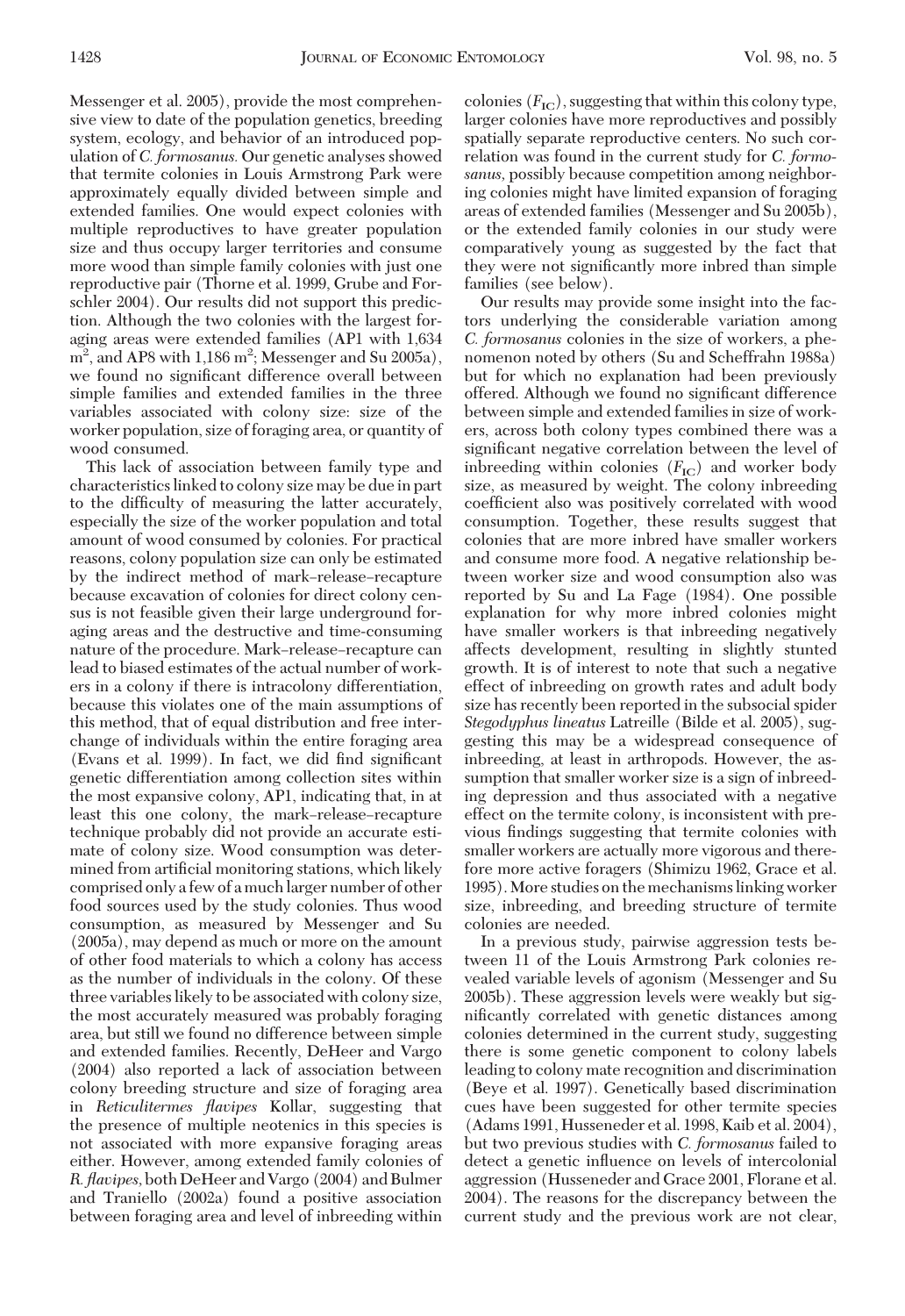Messenger et al. 2005), provide the most comprehensive view to date of the population genetics, breeding system, ecology, and behavior of an introduced population of *C. formosanus.* Our genetic analyses showed that termite colonies in Louis Armstrong Park were approximately equally divided between simple and extended families. One would expect colonies with multiple reproductives to have greater population size and thus occupy larger territories and consume more wood than simple family colonies with just one reproductive pair (Thorne et al. 1999, Grube and Forschler 2004). Our results did not support this prediction. Although the two colonies with the largest foraging areas were extended families (AP1 with 1,634 $m^2$, and AP8 with 1,186 $m^2$; Messenger and Su 2005a), we found no significant difference overall between simple families and extended families in the three variables associated with colony size: size of the worker population, size of foraging area, or quantity of wood consumed.

This lack of association between family type and characteristics linked to colony size may be due in part to the difficulty of measuring the latter accurately, especially the size of the worker population and total amount of wood consumed by colonies. For practical reasons, colony population size can only be estimated by the indirect method of mark–release–recapture because excavation of colonies for direct colony census is not feasible given their large underground foraging areas and the destructive and time-consuming nature of the procedure. Mark–release–recapture can lead to biased estimates of the actual number of workers in a colony if there is intracolony differentiation, because this violates one of the main assumptions of this method, that of equal distribution and free interchange of individuals within the entire foraging area (Evans et al. 1999). In fact, we did find significant genetic differentiation among collection sites within the most expansive colony, AP1, indicating that, in at least this one colony, the mark–release–recapture technique probably did not provide an accurate estimate of colony size. Wood consumption was determined from artificial monitoring stations, which likely comprised only a few of a much larger number of other food sources used by the study colonies. Thus wood consumption, as measured by Messenger and Su (2005a), may depend as much or more on the amount of other food materials to which a colony has access as the number of individuals in the colony. Of these three variables likely to be associated with colony size, the most accurately measured was probably foraging area, but still we found no difference between simple and extended families. Recently, DeHeer and Vargo (2004) also reported a lack of association between colony breeding structure and size of foraging area in *Reticulitermes flavipes* Kollar, suggesting that the presence of multiple neotenics in this species is not associated with more expansive foraging areas either. However, among extended family colonies of *R. flavipes,* both DeHeer and Vargo (2004) and Bulmer and Traniello (2002a) found a positive association between foraging area and level of inbreeding within colonies ($F_{IC}$), suggesting that within this colony type, larger colonies have more reproductives and possibly spatially separate reproductive centers. No such correlation was found in the current study for *C. formosanus,* possibly because competition among neighboring colonies might have limited expansion of foraging areas of extended families (Messenger and Su 2005b), or the extended family colonies in our study were comparatively young as suggested by the fact that they were not significantly more inbred than simple families (see below).

Our results may provide some insight into the factors underlying the considerable variation among *C. formosanus* colonies in the size of workers, a phenomenon noted by others (Su and Scheffrahn 1988a) but for which no explanation had been previously offered. Although we found no significant difference between simple and extended families in size of workers, across both colony types combined there was a significant negative correlation between the level of inbreeding within colonies ($F_{IC}$) and worker body size, as measured by weight. The colony inbreeding coefficient also was positively correlated with wood consumption. Together, these results suggest that colonies that are more inbred have smaller workers and consume more food. A negative relationship between worker size and wood consumption also was reported by Su and La Fage (1984). One possible explanation for why more inbred colonies might have smaller workers is that inbreeding negatively affects development, resulting in slightly stunted growth. It is of interest to note that such a negative effect of inbreeding on growth rates and adult body size has recently been reported in the subsocial spider *Stegodyphus lineatus* Latreille (Bilde et al. 2005), suggesting this may be a widespread consequence of inbreeding, at least in arthropods. However, the assumption that smaller worker size is a sign of inbreeding depression and thus associated with a negative effect on the termite colony, is inconsistent with previous findings suggesting that termite colonies with smaller workers are actually more vigorous and therefore more active foragers (Shimizu 1962, Grace et al. 1995). More studies on the mechanisms linking worker size, inbreeding, and breeding structure of termite colonies are needed.

In a previous study, pairwise aggression tests between 11 of the Louis Armstrong Park colonies revealed variable levels of agonism (Messenger and Su 2005b). These aggression levels were weakly but significantly correlated with genetic distances among colonies determined in the current study, suggesting there is some genetic component to colony labels leading to colony mate recognition and discrimination (Beye et al. 1997). Genetically based discrimination cues have been suggested for other termite species (Adams 1991, Husseneder et al. 1998, Kaib et al. 2004), but two previous studies with *C. formosanus* failed to detect a genetic influence on levels of intercolonial aggression (Husseneder and Grace 2001, Florane et al. 2004). The reasons for the discrepancy between the current study and the previous work are not clear,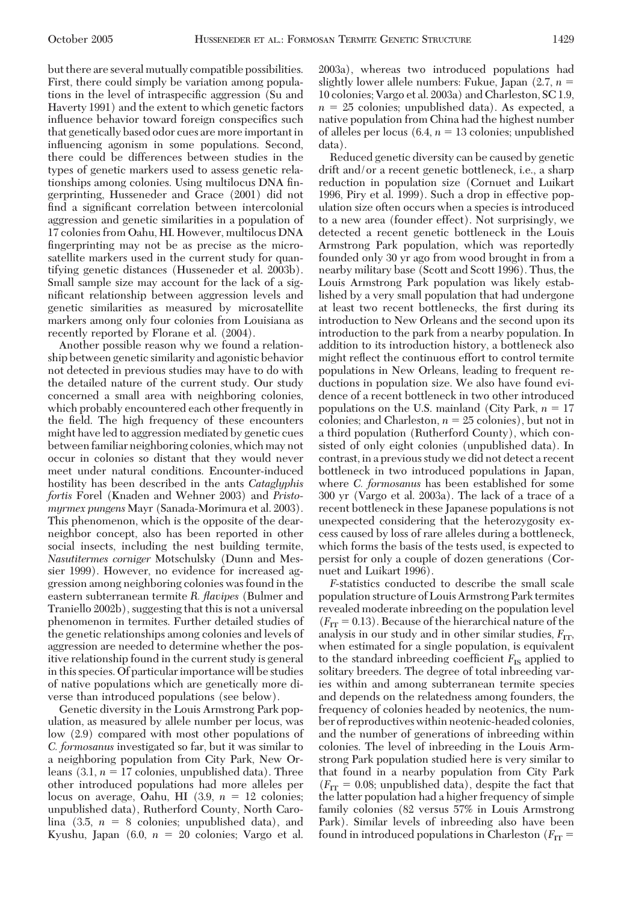but there are several mutually compatible possibilities. First, there could simply be variation among populations in the level of intraspecific aggression (Su and Haverty 1991) and the extent to which genetic factors influence behavior toward foreign conspecifics such that genetically based odor cues are more important in influencing agonism in some populations. Second, there could be differences between studies in the types of genetic markers used to assess genetic relationships among colonies. Using multilocus DNA fingerprinting, Husseneder and Grace (2001) did not find a significant correlation between intercolonial aggression and genetic similarities in a population of 17 colonies from Oahu, HI. However, multilocus DNA fingerprinting may not be as precise as the microsatellite markers used in the current study for quantifying genetic distances (Husseneder et al. 2003b). Small sample size may account for the lack of a significant relationship between aggression levels and genetic similarities as measured by microsatellite markers among only four colonies from Louisiana as recently reported by Florane et al. (2004).

Another possible reason why we found a relationship between genetic similarity and agonistic behavior not detected in previous studies may have to do with the detailed nature of the current study. Our study concerned a small area with neighboring colonies, which probably encountered each other frequently in the field. The high frequency of these encounters might have led to aggression mediated by genetic cues between familiar neighboring colonies, which may not occur in colonies so distant that they would never meet under natural conditions. Encounter-induced hostility has been described in the ants *Cataglyphis fortis* Forel (Knaden and Wehner 2003) and *Pristomyrmex pungens* Mayr (Sanada-Morimura et al. 2003). This phenomenon, which is the opposite of the dear-neighbor concept, also has been reported in other social insects, including the nest building termite, *Nasutitermes corniger* Motschulsky (Dunn and Messier 1999). However, no evidence for increased aggression among neighboring colonies was found in the eastern subterranean termite *R. flavipes* (Bulmer and Traniello 2002b), suggesting that this is not a universal phenomenon in termites. Further detailed studies of the genetic relationships among colonies and levels of aggression are needed to determine whether the positive relationship found in the current study is general in this species. Of particular importance will be studies of native populations which are genetically more diverse than introduced populations (see below).

Genetic diversity in the Louis Armstrong Park population, as measured by allele number per locus, was low (2.9) compared with most other populations of *C. formosanus* investigated so far, but it was similar to a neighboring population from City Park, New Orleans (3.1, $n = 17$ colonies, unpublished data). Three other introduced populations had more alleles per locus on average, Oahu, HI (3.9, $n = 12$ colonies; unpublished data), Rutherford County, North Carolina (3.5, $n = 8$ colonies; unpublished data), and Kyushu, Japan (6.0, $n = 20$ colonies; Vargo et al. 2003a), whereas two introduced populations had slightly lower allele numbers: Fukue, Japan (2.7, $n = 10$ colonies; Vargo et al. 2003a) and Charleston, SC 1.9, $n = 25$ colonies; unpublished data). As expected, a native population from China had the highest number of alleles per locus (6.4, $n = 13$ colonies; unpublished data).

Reduced genetic diversity can be caused by genetic drift and/or a recent genetic bottleneck, i.e., a sharp reduction in population size (Cornuet and Luikart 1996, Piry et al. 1999). Such a drop in effective population size often occurs when a species is introduced to a new area (founder effect). Not surprisingly, we detected a recent genetic bottleneck in the Louis Armstrong Park population, which was reportedly founded only 30 yr ago from wood brought in from a nearby military base (Scott and Scott 1996). Thus, the Louis Armstrong Park population was likely established by a very small population that had undergone at least two recent bottlenecks, the first during its introduction to New Orleans and the second upon its introduction to the park from a nearby population. In addition to its introduction history, a bottleneck also might reflect the continuous effort to control termite populations in New Orleans, leading to frequent reductions in population size. We also have found evidence of a recent bottleneck in two other introduced populations on the U.S. mainland (City Park, $n = 17$ colonies; and Charleston, $n = 25$ colonies), but not in a third population (Rutherford County), which consisted of only eight colonies (unpublished data). In contrast, in a previous study we did not detect a recent bottleneck in two introduced populations in Japan, where *C. formosanus* has been established for some 300 yr (Vargo et al. 2003a). The lack of a trace of a recent bottleneck in these Japanese populations is not unexpected considering that the heterozygosity excess caused by loss of rare alleles during a bottleneck, which forms the basis of the tests used, is expected to persist for only a couple of dozen generations (Cornuet and Luikart 1996).

*F*-statistics conducted to describe the small scale population structure of Louis Armstrong Park termites revealed moderate inbreeding on the population level ($F_{IT} = 0.13$). Because of the hierarchical nature of the analysis in our study and in other similar studies, $F_{IT}$, when estimated for a single population, is equivalent to the standard inbreeding coefficient $F_{IS}$ applied to solitary breeders. The degree of total inbreeding varies within and among subterranean termite species and depends on the relatedness among founders, the frequency of colonies headed by neotenics, the number of reproductives within neotenic-headed colonies, and the number of generations of inbreeding within colonies. The level of inbreeding in the Louis Armstrong Park population studied here is very similar to that found in a nearby population from City Park ($F_{IT} = 0.08$; unpublished data), despite the fact that the latter population had a higher frequency of simple family colonies (82 versus 57% in Louis Armstrong Park). Similar levels of inbreeding also have been found in introduced populations in Charleston ($F_{IT} =$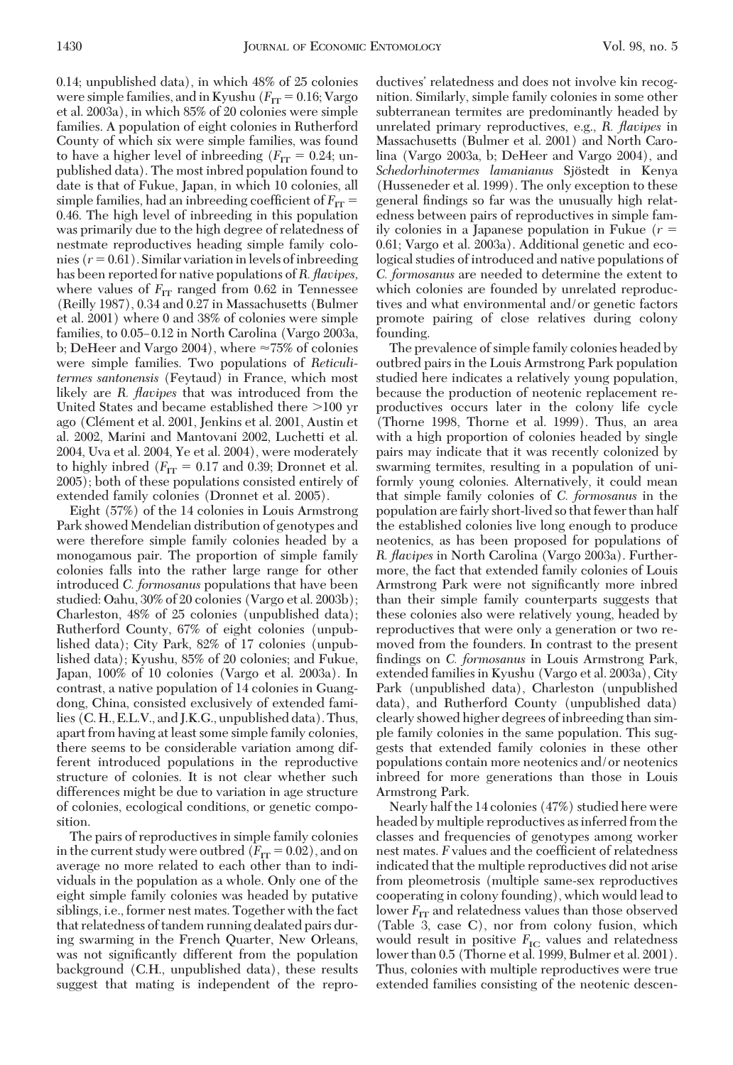0.14; unpublished data), in which 48% of 25 colonies were simple families, and in Kyushu ($F_{IT}$ = 0.16; Vargo et al. 2003a), in which 85% of 20 colonies were simple families. A population of eight colonies in Rutherford County of which six were simple families, was found to have a higher level of inbreeding ($F_{IT}$ = 0.24; unpublished data). The most inbred population found to date is that of Fukue, Japan, in which 10 colonies, all simple families, had an inbreeding coefficient of $F_{IT}$ = 0.46. The high level of inbreeding in this population was primarily due to the high degree of relatedness of nestmate reproductives heading simple family colonies ($r$ = 0.61). Similar variation in levels of inbreeding has been reported for native populations of *R. flavipes*, where values of $F_{IT}$ ranged from 0.62 in Tennessee (Reilly 1987), 0.34 and 0.27 in Massachusetts (Bulmer et al. 2001) where 0 and 38% of colonies were simple families, to 0.05–0.12 in North Carolina (Vargo 2003a, b; DeHeer and Vargo 2004), where ≈75% of colonies were simple families. Two populations of *Reticulitermes santonensis* (Feytaud) in France, which most likely are *R. flavipes* that was introduced from the United States and became established there >100 yr ago (Clément et al. 2001, Jenkins et al. 2001, Austin et al. 2002, Marini and Mantovani 2002, Luchetti et al. 2004, Uva et al. 2004, Ye et al. 2004), were moderately to highly inbred ($F_{IT}$ = 0.17 and 0.39; Dronnet et al. 2005); both of these populations consisted entirely of extended family colonies (Dronnet et al. 2005).

Eight (57%) of the 14 colonies in Louis Armstrong Park showed Mendelian distribution of genotypes and were therefore simple family colonies headed by a monogamous pair. The proportion of simple family colonies falls into the rather large range for other introduced *C. formosanus* populations that have been studied: Oahu, 30% of 20 colonies (Vargo et al. 2003b); Charleston, 48% of 25 colonies (unpublished data); Rutherford County, 67% of eight colonies (unpublished data); City Park, 82% of 17 colonies (unpublished data); Kyushu, 85% of 20 colonies; and Fukue, Japan, 100% of 10 colonies (Vargo et al. 2003a). In contrast, a native population of 14 colonies in Guangdong, China, consisted exclusively of extended families (C. H., E.L.V., and J.K.G., unpublished data). Thus, apart from having at least some simple family colonies, there seems to be considerable variation among different introduced populations in the reproductive structure of colonies. It is not clear whether such differences might be due to variation in age structure of colonies, ecological conditions, or genetic composition.

The pairs of reproductives in simple family colonies in the current study were outbred ($F_{IT}$ = 0.02), and on average no more related to each other than to individuals in the population as a whole. Only one of the eight simple family colonies was headed by putative siblings, i.e., former nest mates. Together with the fact that relatedness of tandem running dealated pairs during swarming in the French Quarter, New Orleans, was not significantly different from the population background (C.H., unpublished data), these results suggest that mating is independent of the reproductives' relatedness and does not involve kin recognition. Similarly, simple family colonies in some other subterranean termites are predominantly headed by unrelated primary reproductives, e.g., *R. flavipes* in Massachusetts (Bulmer et al. 2001) and North Carolina (Vargo 2003a, b; DeHeer and Vargo 2004), and *Schedorhinotermes lamanianus* Sjöstedt in Kenya (Husseneder et al. 1999). The only exception to these general findings so far was the unusually high relatedness between pairs of reproductives in simple family colonies in a Japanese population in Fukue ($r$ = 0.61; Vargo et al. 2003a). Additional genetic and ecological studies of introduced and native populations of *C. formosanus* are needed to determine the extent to which colonies are founded by unrelated reproductives and what environmental and/or genetic factors promote pairing of close relatives during colony founding.

The prevalence of simple family colonies headed by outbred pairs in the Louis Armstrong Park population studied here indicates a relatively young population, because the production of neotenic replacement reproductives occurs later in the colony life cycle (Thorne 1998, Thorne et al. 1999). Thus, an area with a high proportion of colonies headed by single pairs may indicate that it was recently colonized by swarming termites, resulting in a population of uniformly young colonies. Alternatively, it could mean that simple family colonies of *C. formosanus* in the population are fairly short-lived so that fewer than half the established colonies live long enough to produce neotenics, as has been proposed for populations of *R. flavipes* in North Carolina (Vargo 2003a). Furthermore, the fact that extended family colonies of Louis Armstrong Park were not significantly more inbred than their simple family counterparts suggests that these colonies also were relatively young, headed by reproductives that were only a generation or two removed from the founders. In contrast to the present findings on *C. formosanus* in Louis Armstrong Park, extended families in Kyushu (Vargo et al. 2003a), City Park (unpublished data), Charleston (unpublished data), and Rutherford County (unpublished data) clearly showed higher degrees of inbreeding than simple family colonies in the same population. This suggests that extended family colonies in these other populations contain more neotenics and/or neotenics inbreed for more generations than those in Louis Armstrong Park.

Nearly half the 14 colonies (47%) studied here were headed by multiple reproductives as inferred from the classes and frequencies of genotypes among worker nest mates. *F* values and the coefficient of relatedness indicated that the multiple reproductives did not arise from pleometrosis (multiple same-sex reproductives cooperating in colony founding), which would lead to lower $F_{IT}$ and relatedness values than those observed (Table 3, case C), nor from colony fusion, which would result in positive $F_{IC}$ values and relatedness lower than 0.5 (Thorne et al. 1999, Bulmer et al. 2001). Thus, colonies with multiple reproductives were true extended families consisting of the neotenic descen-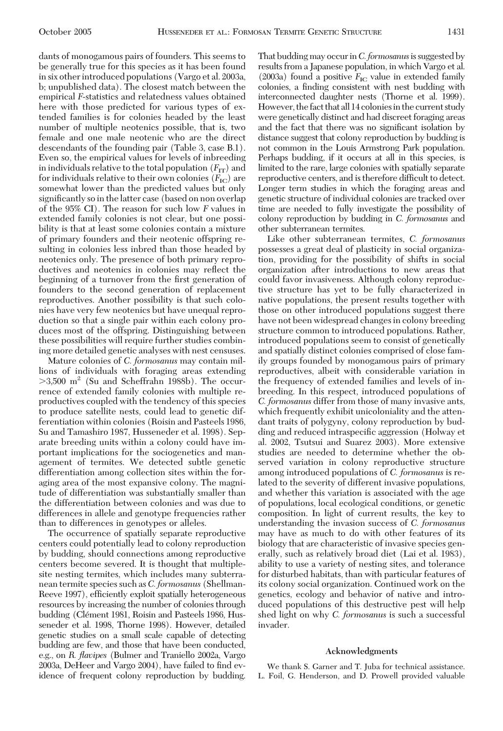dants of monogamous pairs of founders. This seems to be generally true for this species as it has been found in six other introduced populations (Vargo et al. 2003a, b; unpublished data). The closest match between the empirical *F*-statistics and relatedness values obtained here with those predicted for various types of extended families is for colonies headed by the least number of multiple neotenics possible, that is, two female and one male neotenic who are the direct descendants of the founding pair (Table 3, case B.1). Even so, the empirical values for levels of inbreeding in individuals relative to the total population ($F_{IT}$) and for individuals relative to their own colonies ($F_{IC}$) are somewhat lower than the predicted values but only significantly so in the latter case (based on non overlap of the 95% CI). The reason for such low *F* values in extended family colonies is not clear, but one possibility is that at least some colonies contain a mixture of primary founders and their neotenic offspring resulting in colonies less inbred than those headed by neotenics only. The presence of both primary reproductives and neotenics in colonies may reflect the beginning of a turnover from the first generation of founders to the second generation of replacement reproductives. Another possibility is that such colonies have very few neotenics but have unequal reproduction so that a single pair within each colony produces most of the offspring. Distinguishing between these possibilities will require further studies combining more detailed genetic analyses with nest censuses.

Mature colonies of *C. formosanus* may contain millions of individuals with foraging areas extending >3,500 m$^2$ (Su and Scheffrahn 1988b). The occurrence of extended family colonies with multiple reproductives coupled with the tendency of this species to produce satellite nests, could lead to genetic differentiation within colonies (Roisin and Pasteels 1986, Su and Tamashiro 1987, Husseneder et al. 1998). Separate breeding units within a colony could have important implications for the sociogenetics and management of termites. We detected subtle genetic differentiation among collection sites within the foraging area of the most expansive colony. The magnitude of differentiation was substantially smaller than the differentiation between colonies and was due to differences in allele and genotype frequencies rather than to differences in genotypes or alleles.

The occurrence of spatially separate reproductive centers could potentially lead to colony reproduction by budding, should connections among reproductive centers become severed. It is thought that multiple-site nesting termites, which includes many subterranean termite species such as *C. formosanus* (Shellman-Reeve 1997), efficiently exploit spatially heterogeneous resources by increasing the number of colonies through budding (Clément 1981, Roisin and Pasteels 1986, Husseneder et al. 1998, Thorne 1998). However, detailed genetic studies on a small scale capable of detecting budding are few, and those that have been conducted, e.g., on *R. flavipes* (Bulmer and Traniello 2002a, Vargo 2003a, DeHeer and Vargo 2004), have failed to find evidence of frequent colony reproduction by budding. That budding may occur in *C. formosanus* is suggested by results from a Japanese population, in which Vargo et al. (2003a) found a positive $F_{IC}$ value in extended family colonies, a finding consistent with nest budding with interconnected daughter nests (Thorne et al. 1999). However, the fact that all 14 colonies in the current study were genetically distinct and had discreet foraging areas and the fact that there was no significant isolation by distance suggest that colony reproduction by budding is not common in the Louis Armstrong Park population. Perhaps budding, if it occurs at all in this species, is limited to the rare, large colonies with spatially separate reproductive centers, and is therefore difficult to detect. Longer term studies in which the foraging areas and genetic structure of individual colonies are tracked over time are needed to fully investigate the possibility of colony reproduction by budding in *C. formosanus* and other subterranean termites.

Like other subterranean termites, *C. formosanus* possesses a great deal of plasticity in social organization, providing for the possibility of shifts in social organization after introductions to new areas that could favor invasiveness. Although colony reproductive structure has yet to be fully characterized in native populations, the present results together with those on other introduced populations suggest there have not been widespread changes in colony breeding structure common to introduced populations. Rather, introduced populations seem to consist of genetically and spatially distinct colonies comprised of close family groups founded by monogamous pairs of primary reproductives, albeit with considerable variation in the frequency of extended families and levels of inbreeding. In this respect, introduced populations of *C. formosanus* differ from those of many invasive ants, which frequently exhibit unicoloniality and the attendant traits of polygyny, colony reproduction by budding and reduced intraspecific aggression (Holway et al. 2002, Tsutsui and Suarez 2003). More extensive studies are needed to determine whether the observed variation in colony reproductive structure among introduced populations of *C. formosanus* is related to the severity of different invasive populations, and whether this variation is associated with the age of populations, local ecological conditions, or genetic composition. In light of current results, the key to understanding the invasion success of *C. formosanus* may have as much to do with other features of its biology that are characteristic of invasive species generally, such as relatively broad diet (Lai et al. 1983), ability to use a variety of nesting sites, and tolerance for disturbed habitats, than with particular features of its colony social organization. Continued work on the genetics, ecology and behavior of native and introduced populations of this destructive pest will help shed light on why *C. formosanus* is such a successful invader.

## Acknowledgments

We thank S. Garner and T. Juba for technical assistance. L. Foil, G. Henderson, and D. Prowell provided valuable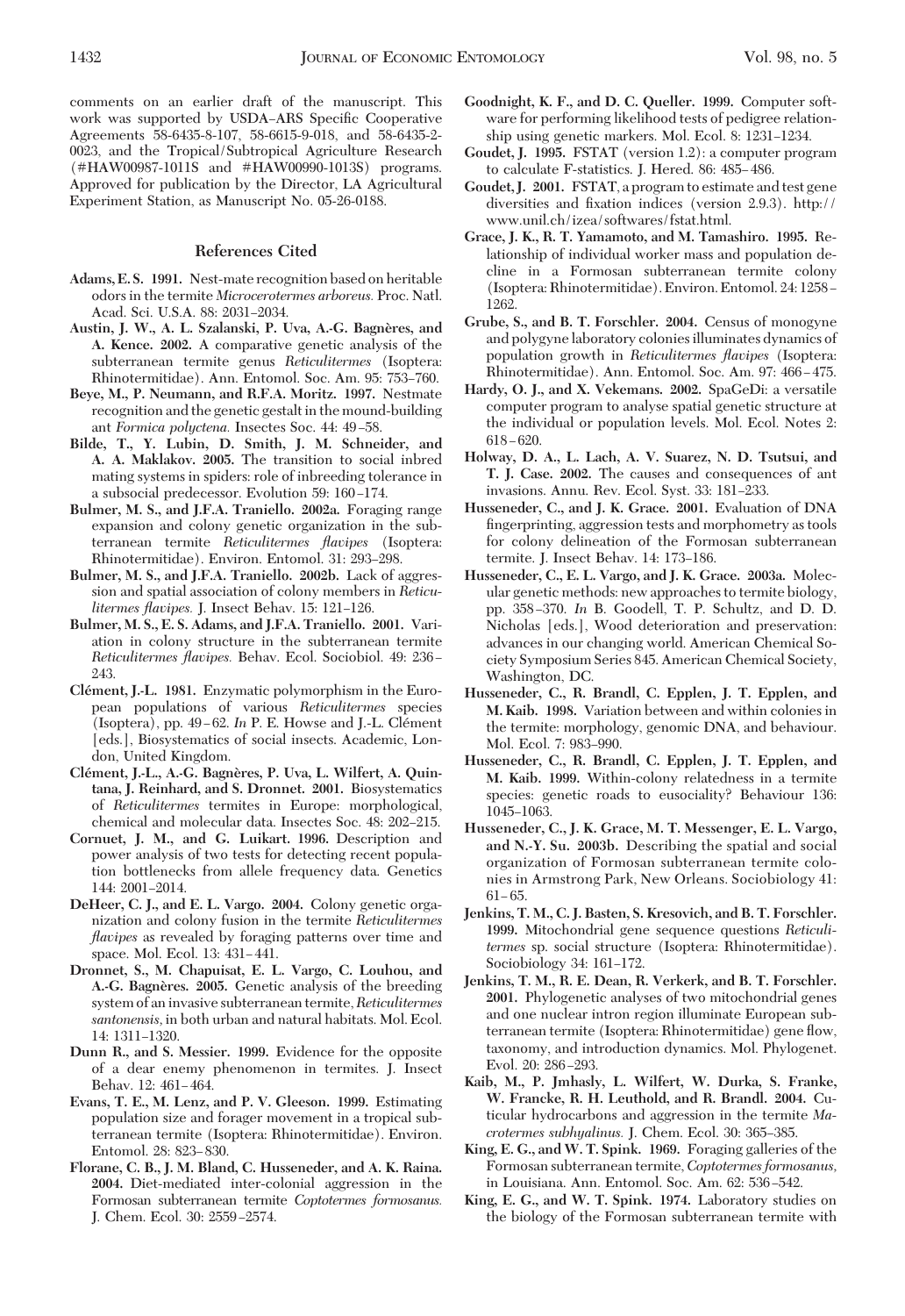comments on an earlier draft of the manuscript. This work was supported by USDA–ARS Specific Cooperative Agreements 58-6435-8-107, 58-6615-9-018, and 58-6435-2-0023, and the Tropical/Subtropical Agriculture Research (#HAW00987-1011S and #HAW00990-1013S) programs. Approved for publication by the Director, LA Agricultural Experiment Station, as Manuscript No. 05-26-0188.

## References Cited

**Adams, E. S. 1991.** Nest-mate recognition based on heritable odors in the termite *Microcerotermes arboreus.* Proc. Natl. Acad. Sci. U.S.A. 88: 2031–2034.

**Austin, J. W., A. L. Szalanski, P. Uva, A.-G. Bagnères, and A. Kence. 2002.** A comparative genetic analysis of the subterranean termite genus *Reticulitermes* (Isoptera: Rhinotermitidae). Ann. Entomol. Soc. Am. 95: 753–760.

**Beye, M., P. Neumann, and R.F.A. Moritz. 1997.** Nestmate recognition and the genetic gestalt in the mound-building ant *Formica polyctena.* Insectes Soc. 44: 49–58.

**Bilde, T., Y. Lubin, D. Smith, J. M. Schneider, and A. A. Maklakov. 2005.** The transition to social inbred mating systems in spiders: role of inbreeding tolerance in a subsocial predecessor. Evolution 59: 160–174.

**Bulmer, M. S., and J.F.A. Traniello. 2002a.** Foraging range expansion and colony genetic organization in the subterranean termite *Reticulitermes flavipes* (Isoptera: Rhinotermitidae). Environ. Entomol. 31: 293–298.

**Bulmer, M. S., and J.F.A. Traniello. 2002b.** Lack of aggression and spatial association of colony members in *Reticulitermes flavipes.* J. Insect Behav. 15: 121–126.

**Bulmer, M. S., E. S. Adams, and J.F.A. Traniello. 2001.** Variation in colony structure in the subterranean termite *Reticulitermes flavipes.* Behav. Ecol. Sociobiol. 49: 236–243.

**Clément, J.-L. 1981.** Enzymatic polymorphism in the European populations of various *Reticulitermes* species (Isoptera), pp. 49–62. *In* P. E. Howse and J.-L. Clément [eds.], Biosystematics of social insects. Academic, London, United Kingdom.

**Clément, J.-L., A.-G. Bagnères, P. Uva, L. Wilfert, A. Quintana, J. Reinhard, and S. Dronnet. 2001.** Biosystematics of *Reticulitermes* termites in Europe: morphological, chemical and molecular data. Insectes Soc. 48: 202–215.

**Cornuet, J. M., and G. Luikart. 1996.** Description and power analysis of two tests for detecting recent population bottlenecks from allele frequency data. Genetics 144: 2001–2014.

**DeHeer, C. J., and E. L. Vargo. 2004.** Colony genetic organization and colony fusion in the termite *Reticulitermes flavipes* as revealed by foraging patterns over time and space. Mol. Ecol. 13: 431–441.

**Dronnet, S., M. Chapuisat, E. L. Vargo, C. Louhou, and A.-G. Bagnères. 2005.** Genetic analysis of the breeding system of an invasive subterranean termite, *Reticulitermes santonensis,* in both urban and natural habitats. Mol. Ecol. 14: 1311–1320.

**Dunn R., and S. Messier. 1999.** Evidence for the opposite of a dear enemy phenomenon in termites. J. Insect Behav. 12: 461–464.

**Evans, T. E., M. Lenz, and P. V. Gleeson. 1999.** Estimating population size and forager movement in a tropical subterranean termite (Isoptera: Rhinotermitidae). Environ. Entomol. 28: 823–830.

**Florane, C. B., J. M. Bland, C. Husseneder, and A. K. Raina. 2004.** Diet-mediated inter-colonial aggression in the Formosan subterranean termite *Coptotermes formosanus.* J. Chem. Ecol. 30: 2559–2574.

**Goodnight, K. F., and D. C. Queller. 1999.** Computer software for performing likelihood tests of pedigree relationship using genetic markers. Mol. Ecol. 8: 1231–1234.

**Goudet, J. 1995.** FSTAT (version 1.2): a computer program to calculate F-statistics. J. Hered. 86: 485–486.

**Goudet, J. 2001.** FSTAT, a program to estimate and test gene diversities and fixation indices (version 2.9.3). http://www.unil.ch/izea/softwares/fstat.html.

**Grace, J. K., R. T. Yamamoto, and M. Tamashiro. 1995.** Relationship of individual worker mass and population decline in a Formosan subterranean termite colony (Isoptera: Rhinotermitidae). Environ. Entomol. 24: 1258–1262.

**Grube, S., and B. T. Forschler. 2004.** Census of monogyne and polygyne laboratory colonies illuminates dynamics of population growth in *Reticulitermes flavipes* (Isoptera: Rhinotermitidae). Ann. Entomol. Soc. Am. 97: 466–475.

**Hardy, O. J., and X. Vekemans. 2002.** SpaGeDi: a versatile computer program to analyse spatial genetic structure at the individual or population levels. Mol. Ecol. Notes 2: 618–620.

**Holway, D. A., L. Lach, A. V. Suarez, N. D. Tsutsui, and T. J. Case. 2002.** The causes and consequences of ant invasions. Annu. Rev. Ecol. Syst. 33: 181–233.

**Husseneder, C., and J. K. Grace. 2001.** Evaluation of DNA fingerprinting, aggression tests and morphometry as tools for colony delineation of the Formosan subterranean termite. J. Insect Behav. 14: 173–186.

**Husseneder, C., E. L. Vargo, and J. K. Grace. 2003a.** Molecular genetic methods: new approaches to termite biology, pp. 358–370. *In* B. Goodell, T. P. Schultz, and D. D. Nicholas [eds.], Wood deterioration and preservation: advances in our changing world. American Chemical Society Symposium Series 845. American Chemical Society, Washington, DC.

**Husseneder, C., R. Brandl, C. Epplen, J. T. Epplen, and M. Kaib. 1998.** Variation between and within colonies in the termite: morphology, genomic DNA, and behaviour. Mol. Ecol. 7: 983–990.

**Husseneder, C., R. Brandl, C. Epplen, J. T. Epplen, and M. Kaib. 1999.** Within-colony relatedness in a termite species: genetic roads to eusociality? Behaviour 136: 1045–1063.

**Husseneder, C., J. K. Grace, M. T. Messenger, E. L. Vargo, and N.-Y. Su. 2003b.** Describing the spatial and social organization of Formosan subterranean termite colonies in Armstrong Park, New Orleans. Sociobiology 41: 61–65.

**Jenkins, T. M., C. J. Basten, S. Kresovich, and B. T. Forschler. 1999.** Mitochondrial gene sequence questions *Reticulitermes* sp. social structure (Isoptera: Rhinotermitidae). Sociobiology 34: 161–172.

**Jenkins, T. M., R. E. Dean, R. Verkerk, and B. T. Forschler. 2001.** Phylogenetic analyses of two mitochondrial genes and one nuclear intron region illuminate European subterranean termite (Isoptera: Rhinotermitidae) gene flow, taxonomy, and introduction dynamics. Mol. Phylogenet. Evol. 20: 286–293.

**Kaib, M., P. Jmhasly, L. Wilfert, W. Durka, S. Franke, W. Francke, R. H. Leuthold, and R. Brandl. 2004.** Cuticular hydrocarbons and aggression in the termite *Macrotermes subhyalinus.* J. Chem. Ecol. 30: 365–385.

**King, E. G., and W. T. Spink. 1969.** Foraging galleries of the Formosan subterranean termite, *Coptotermes formosanus,* in Louisiana. Ann. Entomol. Soc. Am. 62: 536–542.

**King, E. G., and W. T. Spink. 1974.** Laboratory studies on the biology of the Formosan subterranean termite with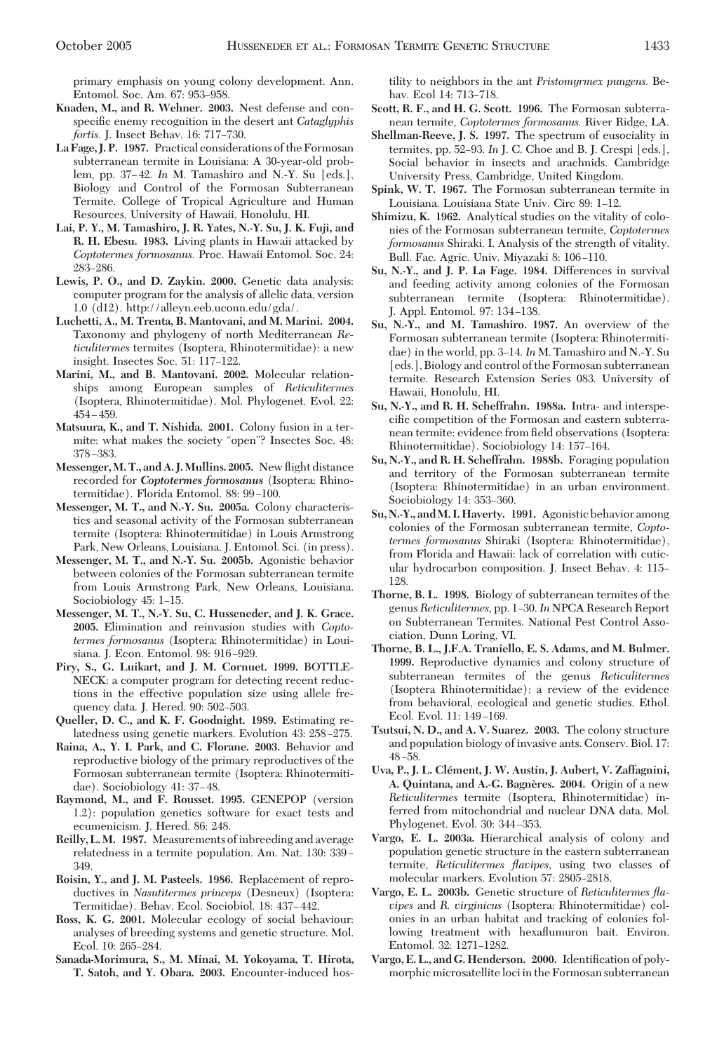primary emphasis on young colony development. Ann. Entomol. Soc. Am. 67: 953–958.

**Knaden, M., and R. Wehner. 2003.** Nest defense and conspecific enemy recognition in the desert ant *Cataglyphis fortis.* J. Insect Behav. 16: 717–730.

**La Fage, J. P. 1987.** Practical considerations of the Formosan subterranean termite in Louisiana: A 30-year-old problem, pp. 37–42. *In* M. Tamashiro and N.-Y. Su [eds.], Biology and Control of the Formosan Subterranean Termite. College of Tropical Agriculture and Human Resources, University of Hawaii, Honolulu, HI.

**Lai, P. Y., M. Tamashiro, J. R. Yates, N.-Y. Su, J. K. Fuji, and R. H. Ebesu. 1983.** Living plants in Hawaii attacked by *Coptotermes formosanus.* Proc. Hawaii Entomol. Soc. 24: 283–286.

**Lewis, P. O., and D. Zaykin. 2000.** Genetic data analysis: computer program for the analysis of allelic data, version 1.0 (d12). http://alleyn.eeb.uconn.edu/gda/.

**Luchetti, A., M. Trenta, B. Mantovani, and M. Marini. 2004.** Taxonomy and phylogeny of north Mediterranean *Reticulitermes* termites (Isoptera, Rhinotermitidae): a new insight. Insectes Soc. 51: 117–122.

**Marini, M., and B. Mantovani. 2002.** Molecular relationships among European samples of *Reticulitermes* (Isoptera, Rhinotermitidae). Mol. Phylogenet. Evol. 22: 454–459.

**Matsuura, K., and T. Nishida. 2001.** Colony fusion in a termite: what makes the society "open"? Insectes Soc. 48: 378–383.

**Messenger, M. T., and A. J. Mullins. 2005.** New flight distance recorded for ***Coptotermes formosanus*** (Isoptera: Rhinotermitidae). Florida Entomol. 88: 99–100.

**Messenger, M. T., and N.-Y. Su. 2005a.** Colony characteristics and seasonal activity of the Formosan subterranean termite (Isoptera: Rhinotermitidae) in Louis Armstrong Park, New Orleans, Louisiana. J. Entomol. Sci. (in press).

**Messenger, M. T., and N.-Y. Su. 2005b.** Agonistic behavior between colonies of the Formosan subterranean termite from Louis Armstrong Park, New Orleans, Louisiana. Sociobiology 45: 1–15.

**Messenger, M. T., N.-Y. Su, C. Husseneder, and J. K. Grace. 2005.** Elimination and reinvasion studies with *Coptotermes formosanus* (Isoptera: Rhinotermitidae) in Louisiana. J. Econ. Entomol. 98: 916–929.

**Piry, S., G. Luikart, and J. M. Cornuet. 1999.** BOTTLENECK: a computer program for detecting recent reductions in the effective population size using allele frequency data. J. Hered. 90: 502–503.

**Queller, D. C., and K. F. Goodnight. 1989.** Estimating relatedness using genetic markers. Evolution 43: 258–275.

**Raina, A., Y. I. Park, and C. Florane. 2003.** Behavior and reproductive biology of the primary reproductives of the Formosan subterranean termite (Isoptera: Rhinotermitidae). Sociobiology 41: 37–48.

**Raymond, M., and F. Rousset. 1995.** GENEPOP (version 1.2): population genetics software for exact tests and ecumenicism. J. Hered. 86: 248.

**Reilly, L. M. 1987.** Measurements of inbreeding and average relatedness in a termite population. Am. Nat. 130: 339–349.

**Roisin, Y., and J. M. Pasteels. 1986.** Replacement of reproductives in *Nasutitermes princeps* (Desneux) (Isoptera: Termitidae). Behav. Ecol. Sociobiol. 18: 437–442.

**Ross, K. G. 2001.** Molecular ecology of social behaviour: analyses of breeding systems and genetic structure. Mol. Ecol. 10: 265–284.

**Sanada-Morimura, S., M. Minai, M. Yokoyama, T. Hirota, T. Satoh, and Y. Obara. 2003.** Encounter-induced hostility to neighbors in the ant *Pristomyrmex pungens.* Behav. Ecol 14: 713–718.

**Scott, R. F., and H. G. Scott. 1996.** The Formosan subterranean termite, *Coptotermes formosanus.* River Ridge, LA.

**Shellman-Reeve, J. S. 1997.** The spectrum of eusociality in termites, pp. 52–93. *In* J. C. Choe and B. J. Crespi [eds.], Social behavior in insects and arachnids. Cambridge University Press, Cambridge, United Kingdom.

**Spink, W. T. 1967.** The Formosan subterranean termite in Louisiana. Louisiana State Univ. Circ 89: 1–12.

**Shimizu, K. 1962.** Analytical studies on the vitality of colonies of the Formosan subterranean termite, *Coptotermes formosanus* Shiraki. I. Analysis of the strength of vitality. Bull. Fac. Agric. Univ. Miyazaki 8: 106–110.

**Su, N.-Y., and J. P. La Fage. 1984.** Differences in survival and feeding activity among colonies of the Formosan subterranean termite (Isoptera: Rhinotermitidae). J. Appl. Entomol. 97: 134–138.

**Su, N.-Y., and M. Tamashiro. 1987.** An overview of the Formosan subterranean termite (Isoptera: Rhinotermitidae) in the world, pp. 3–14. *In* M. Tamashiro and N.-Y. Su [eds.], Biology and control of the Formosan subterranean termite. Research Extension Series 083. University of Hawaii, Honolulu, HI.

**Su, N.-Y., and R. H. Scheffrahn. 1988a.** Intra- and interspecific competition of the Formosan and eastern subterranean termite: evidence from field observations (Isoptera: Rhinotermitidae). Sociobiology 14: 157–164.

**Su, N.-Y., and R. H. Scheffrahn. 1988b.** Foraging population and territory of the Formosan subterranean termite (Isoptera: Rhinotermitidae) in an urban environment. Sociobiology 14: 353–360.

**Su, N.-Y., and M. I. Haverty. 1991.** Agonistic behavior among colonies of the Formosan subterranean termite, *Coptotermes formosanus* Shiraki (Isoptera: Rhinotermitidae), from Florida and Hawaii: lack of correlation with cuticular hydrocarbon composition. J. Insect Behav. 4: 115–128.

**Thorne, B. L. 1998.** Biology of subterranean termites of the genus *Reticulitermes,* pp. 1–30. *In* NPCA Research Report on Subterranean Termites. National Pest Control Association, Dunn Loring, VI.

**Thorne, B. L., J.F.A. Traniello, E. S. Adams, and M. Bulmer. 1999.** Reproductive dynamics and colony structure of subterranean termites of the genus *Reticulitermes* (Isoptera Rhinotermitidae): a review of the evidence from behavioral, ecological and genetic studies. Ethol. Ecol. Evol. 11: 149–169.

**Tsutsui, N. D., and A. V. Suarez. 2003.** The colony structure and population biology of invasive ants. Conserv. Biol. 17: 48–58.

**Uva, P., J. L. Clément, J. W. Austin, J. Aubert, V. Zaffagnini, A. Quintana, and A.-G. Bagnères. 2004.** Origin of a new *Reticulitermes* termite (Isoptera, Rhinotermitidae) inferred from mitochondrial and nuclear DNA data. Mol. Phylogenet. Evol. 30: 344–353.

**Vargo, E. L. 2003a.** Hierarchical analysis of colony and population genetic structure in the eastern subterranean termite, *Reticulitermes flavipes,* using two classes of molecular markers. Evolution 57: 2805–2818.

**Vargo, E. L. 2003b.** Genetic structure of *Reticulitermes flavipes* and *R. virginicus* (Isoptera: Rhinotermitidae) colonies in an urban habitat and tracking of colonies following treatment with hexaflumuron bait. Environ. Entomol. 32: 1271–1282.

**Vargo, E. L., and G. Henderson. 2000.** Identification of polymorphic microsatellite loci in the Formosan subterranean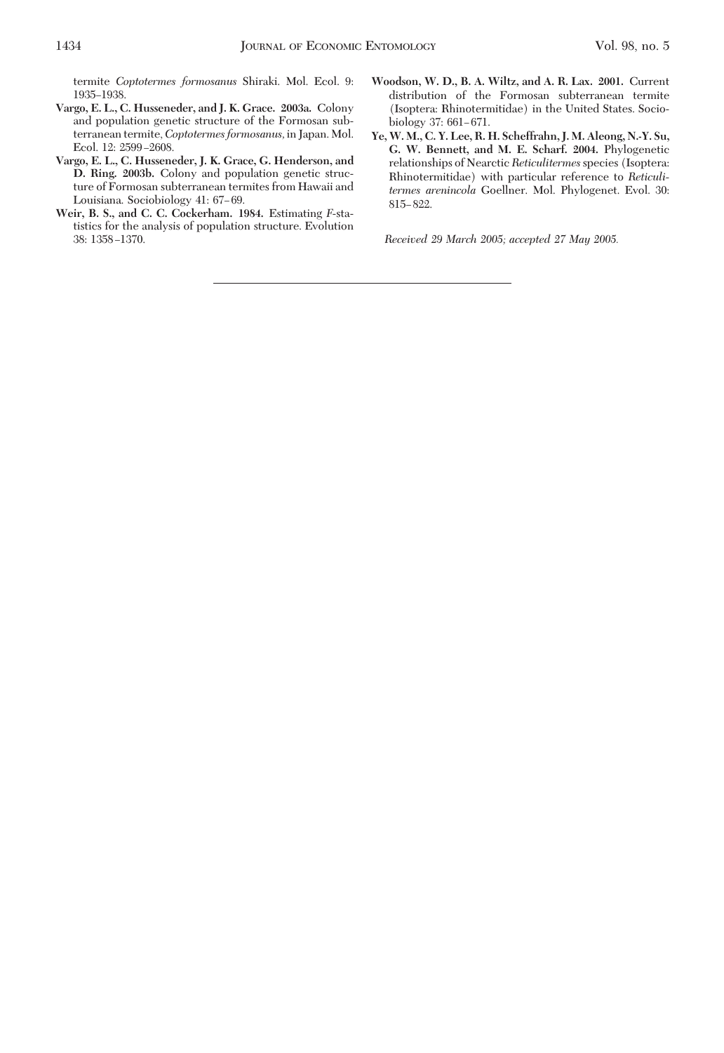termite *Coptotermes formosanus* Shiraki. Mol. Ecol. 9: 1935–1938.

**Vargo, E. L., C. Husseneder, and J. K. Grace. 2003a.** Colony and population genetic structure of the Formosan subterranean termite, *Coptotermes formosanus,* in Japan. Mol. Ecol. 12: 2599–2608.

**Vargo, E. L., C. Husseneder, J. K. Grace, G. Henderson, and D. Ring. 2003b.** Colony and population genetic structure of Formosan subterranean termites from Hawaii and Louisiana. Sociobiology 41: 67–69.

**Weir, B. S., and C. C. Cockerham. 1984.** Estimating *F*-statistics for the analysis of population structure. Evolution 38: 1358–1370.

**Woodson, W. D., B. A. Wiltz, and A. R. Lax. 2001.** Current distribution of the Formosan subterranean termite (Isoptera: Rhinotermitidae) in the United States. Sociobiology 37: 661–671.

**Ye, W. M., C. Y. Lee, R. H. Scheffrahn, J. M. Aleong, N.-Y. Su, G. W. Bennett, and M. E. Scharf. 2004.** Phylogenetic relationships of Nearctic *Reticulitermes* species (Isoptera: Rhinotermitidae) with particular reference to *Reticulitermes arenincola* Goellner. Mol. Phylogenet. Evol. 30: 815–822.

*Received 29 March 2005; accepted 27 May 2005.*